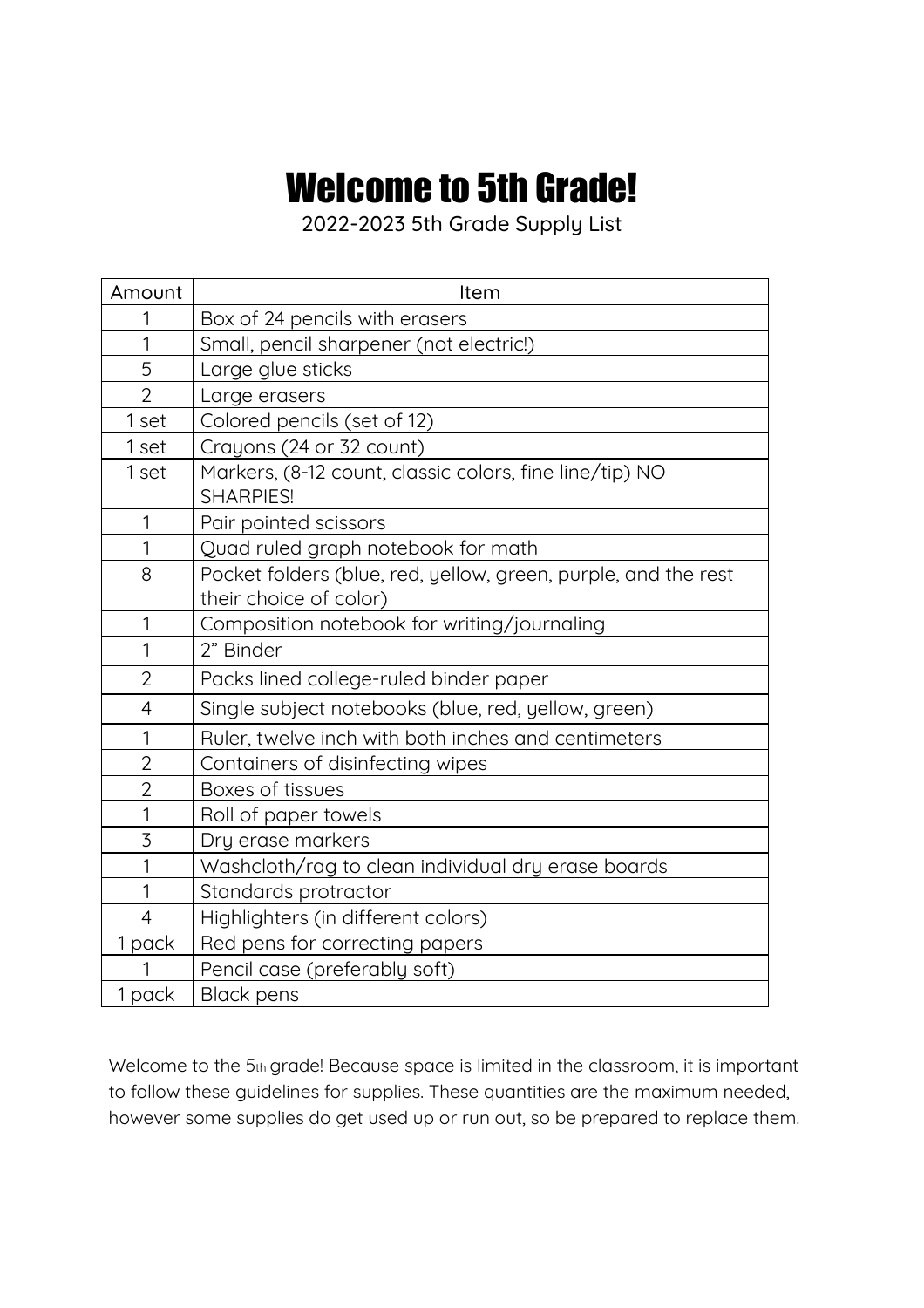# Welcome to 5th Grade!

2022-2023 5th Grade Supply List

| Amount | Item |
|---|---|
| 1 | Box of 24 pencils with erasers |
| 1 | Small, pencil sharpener (not electric!) |
| 5 | Large glue sticks |
| 2 | Large erasers |
| 1 set | Colored pencils (set of 12) |
| 1 set | Crayons (24 or 32 count) |
| 1 set | Markers, (8-12 count, classic colors, fine line/tip) NO SHARPIES! |
| 1 | Pair pointed scissors |
| 1 | Quad ruled graph notebook for math |
| 8 | Pocket folders (blue, red, yellow, green, purple, and the rest their choice of color) |
| 1 | Composition notebook for writing/journaling |
| 1 | 2" Binder |
| 2 | Packs lined college-ruled binder paper |
| 4 | Single subject notebooks (blue, red, yellow, green) |
| 1 | Ruler, twelve inch with both inches and centimeters |
| 2 | Containers of disinfecting wipes |
| 2 | Boxes of tissues |
| 1 | Roll of paper towels |
| 3 | Dry erase markers |
| 1 | Washcloth/rag to clean individual dry erase boards |
| 1 | Standards protractor |
| 4 | Highlighters (in different colors) |
| 1 pack | Red pens for correcting papers |
| 1 | Pencil case (preferably soft) |
| 1 pack | Black pens |

Welcome to the 5th grade! Because space is limited in the classroom, it is important to follow these guidelines for supplies. These quantities are the maximum needed, however some supplies do get used up or run out, so be prepared to replace them.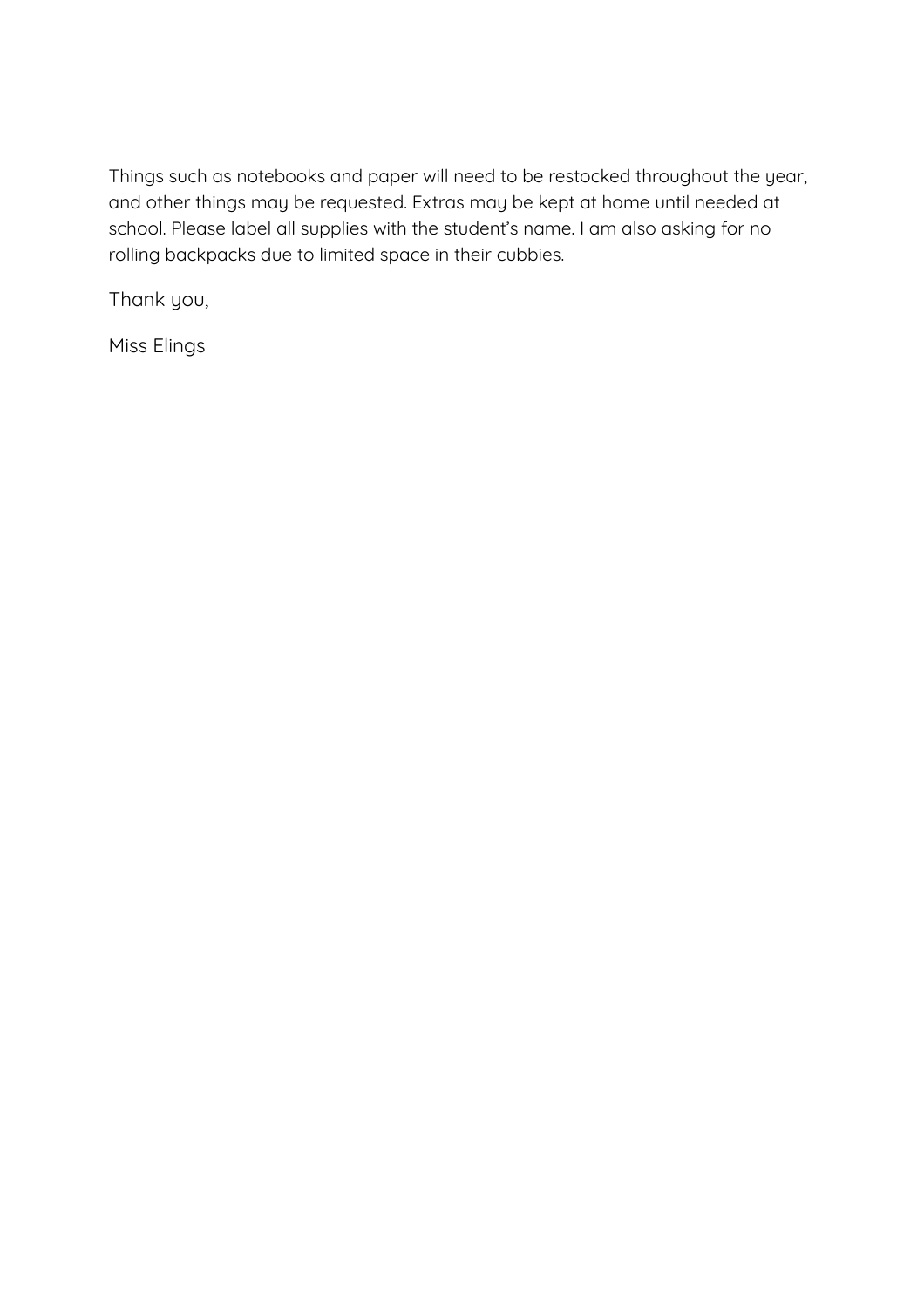Things such as notebooks and paper will need to be restocked throughout the year, and other things may be requested. Extras may be kept at home until needed at school. Please label all supplies with the student's name. I am also asking for no rolling backpacks due to limited space in their cubbies.

Thank you,

Miss Elings